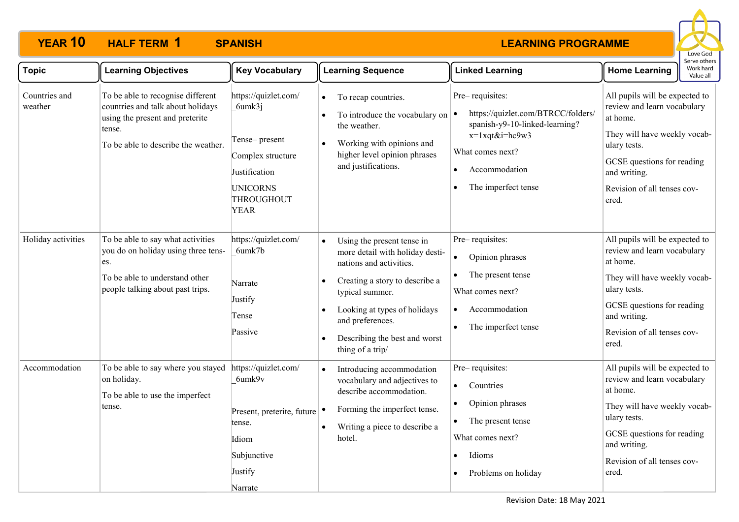# YEAR 10 HALF TERM 1 SPANISH LEARNING PROGRAMME

Love God
Serve others
Work hard
Value all

| Topic | Learning Objectives | Key Vocabulary | Learning Sequence | Linked Learning | Home Learning |
|---|---|---|---|---|---|
| Countries and weather | To be able to recognise different countries and talk about holidays using the present and preterite tense.<br>To be able to describe the weather. | https://quizlet.com/_6umk3j<br><br>Tense– present<br>Complex structure<br>Justification<br>UNICORNS THROUGHOUT YEAR | • To recap countries.<br>• To introduce the vocabulary on the weather.<br>• Working with opinions and higher level opinion phrases and justifications. | Pre– requisites:<br>• https://quizlet.com/BTRCC/folders/spanish-y9-10-linked-learning?x=1xqt&i=hc9w3<br>What comes next?<br>• Accommodation<br>• The imperfect tense | All pupils will be expected to review and learn vocabulary at home.<br>They will have weekly vocabulary tests.<br>GCSE questions for reading and writing.<br>Revision of all tenses covered. |
| Holiday activities | To be able to say what activities you do on holiday using three tenses.<br>To be able to understand other people talking about past trips. | https://quizlet.com/_6umk7b<br><br>Narrate<br>Justify<br>Tense<br>Passive | • Using the present tense in more detail with holiday destinations and activities.<br>• Creating a story to describe a typical summer.<br>• Looking at types of holidays and preferences.<br>• Describing the best and worst thing of a trip/ | Pre– requisites:<br>• Opinion phrases<br>• The present tense<br>What comes next?<br>• Accommodation<br>• The imperfect tense | All pupils will be expected to review and learn vocabulary at home.<br>They will have weekly vocabulary tests.<br>GCSE questions for reading and writing.<br>Revision of all tenses covered. |
| Accommodation | To be able to say where you stayed on holiday.<br>To be able to use the imperfect tense. | https://quizlet.com/_6umk9v<br><br>Present, preterite, future tense.<br>Idiom<br>Subjunctive<br>Justify<br>Narrate | • Introducing accommodation vocabulary and adjectives to describe accommodation.<br>• Forming the imperfect tense.<br>• Writing a piece to describe a hotel. | Pre– requisites:<br>• Countries<br>• Opinion phrases<br>• The present tense<br>What comes next?<br>• Idioms<br>• Problems on holiday | All pupils will be expected to review and learn vocabulary at home.<br>They will have weekly vocabulary tests.<br>GCSE questions for reading and writing.<br>Revision of all tenses covered. |

Revision Date: 18 May 2021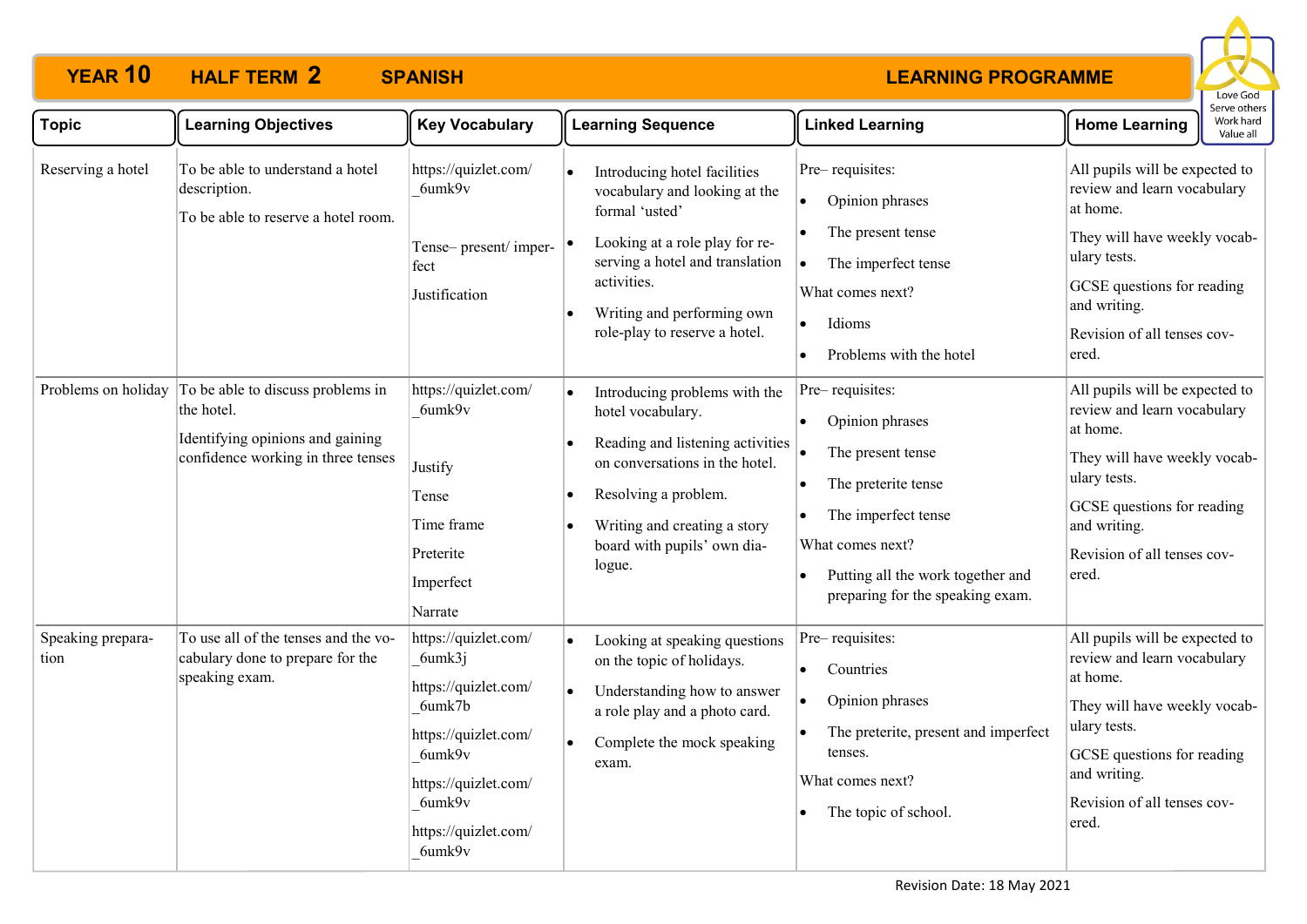# YEAR 10 HALF TERM 2 SPANISH LEARNING PROGRAMME

Love God
Serve others
Work hard
Value all

| Topic | Learning Objectives | Key Vocabulary | Learning Sequence | Linked Learning | Home Learning |
|---|---|---|---|---|---|
| Reserving a hotel | To be able to understand a hotel description.<br><br>To be able to reserve a hotel room. | https://quizlet.com/_6umk9v<br><br>Tense– present/ imperfect<br><br>Justification | • Introducing hotel facilities vocabulary and looking at the formal 'usted'<br>• Looking at a role play for reserving a hotel and translation activities.<br>• Writing and performing own role-play to reserve a hotel. | Pre– requisites:<br>• Opinion phrases<br>• The present tense<br>• The imperfect tense<br>What comes next?<br>• Idioms<br>• Problems with the hotel | All pupils will be expected to review and learn vocabulary at home.<br><br>They will have weekly vocabulary tests.<br><br>GCSE questions for reading and writing.<br><br>Revision of all tenses covered. |
| Problems on holiday | To be able to discuss problems in the hotel.<br><br>Identifying opinions and gaining confidence working in three tenses | https://quizlet.com/_6umk9v<br><br>Justify<br><br>Tense<br><br>Time frame<br><br>Preterite<br><br>Imperfect<br><br>Narrate | • Introducing problems with the hotel vocabulary.<br>• Reading and listening activities on conversations in the hotel.<br>• Resolving a problem.<br>• Writing and creating a story board with pupils' own dialogue. | Pre– requisites:<br>• Opinion phrases<br>• The present tense<br>• The preterite tense<br>• The imperfect tense<br>What comes next?<br>• Putting all the work together and preparing for the speaking exam. | All pupils will be expected to review and learn vocabulary at home.<br><br>They will have weekly vocabulary tests.<br><br>GCSE questions for reading and writing.<br><br>Revision of all tenses covered. |
| Speaking preparation | To use all of the tenses and the vocabulary done to prepare for the speaking exam. | https://quizlet.com/_6umk3j<br><br>https://quizlet.com/_6umk7b<br><br>https://quizlet.com/_6umk9v<br><br>https://quizlet.com/_6umk9v<br><br>https://quizlet.com/_6umk9v | • Looking at speaking questions on the topic of holidays.<br>• Understanding how to answer a role play and a photo card.<br>• Complete the mock speaking exam. | Pre– requisites:<br>• Countries<br>• Opinion phrases<br>• The preterite, present and imperfect tenses.<br>What comes next?<br>• The topic of school. | All pupils will be expected to review and learn vocabulary at home.<br><br>They will have weekly vocabulary tests.<br><br>GCSE questions for reading and writing.<br><br>Revision of all tenses covered. |

Revision Date: 18 May 2021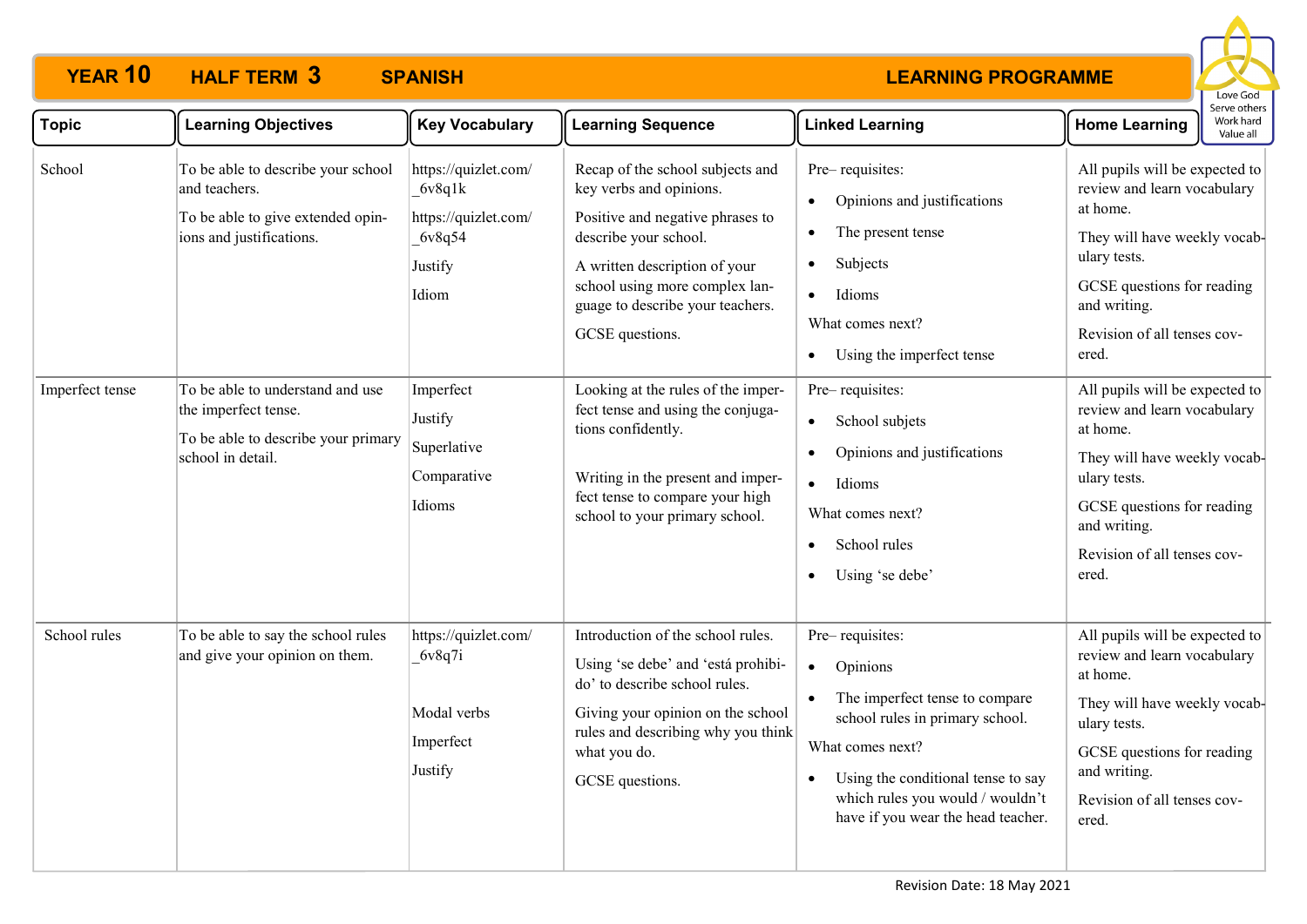# YEAR 10 HALF TERM 3 SPANISH LEARNING PROGRAMME

Love God
Serve others
Work hard
Value all

| Topic | Learning Objectives | Key Vocabulary | Learning Sequence | Linked Learning | Home Learning |
|---|---|---|---|---|---|
| School | To be able to describe your school and teachers.<br>To be able to give extended opinions and justifications. | https://quizlet.com/_6v8q1k<br>https://quizlet.com/_6v8q54<br>Justify<br>Idiom | Recap of the school subjects and key verbs and opinions.<br>Positive and negative phrases to describe your school.<br>A written description of your school using more complex language to describe your teachers.<br>GCSE questions. | Pre– requisites:<br>• Opinions and justifications<br>• The present tense<br>• Subjects<br>• Idioms<br>What comes next?<br>• Using the imperfect tense | All pupils will be expected to review and learn vocabulary at home.<br>They will have weekly vocabulary tests.<br>GCSE questions for reading and writing.<br>Revision of all tenses covered. |
| Imperfect tense | To be able to understand and use the imperfect tense.<br>To be able to describe your primary school in detail. | Imperfect<br>Justify<br>Superlative<br>Comparative<br>Idioms | Looking at the rules of the imperfect tense and using the conjugations confidently.<br>Writing in the present and imperfect tense to compare your high school to your primary school. | Pre– requisites:<br>• School subjets<br>• Opinions and justifications<br>• Idioms<br>What comes next?<br>• School rules<br>• Using 'se debe' | All pupils will be expected to review and learn vocabulary at home.<br>They will have weekly vocabulary tests.<br>GCSE questions for reading and writing.<br>Revision of all tenses covered. |
| School rules | To be able to say the school rules and give your opinion on them. | https://quizlet.com/_6v8q7i<br>Modal verbs<br>Imperfect<br>Justify | Introduction of the school rules.<br>Using 'se debe' and 'está prohibido' to describe school rules.<br>Giving your opinion on the school rules and describing why you think what you do.<br>GCSE questions. | Pre– requisites:<br>• Opinions<br>• The imperfect tense to compare school rules in primary school.<br>What comes next?<br>• Using the conditional tense to say which rules you would / wouldn't have if you wear the head teacher. | All pupils will be expected to review and learn vocabulary at home.<br>They will have weekly vocabulary tests.<br>GCSE questions for reading and writing.<br>Revision of all tenses covered. |

Revision Date: 18 May 2021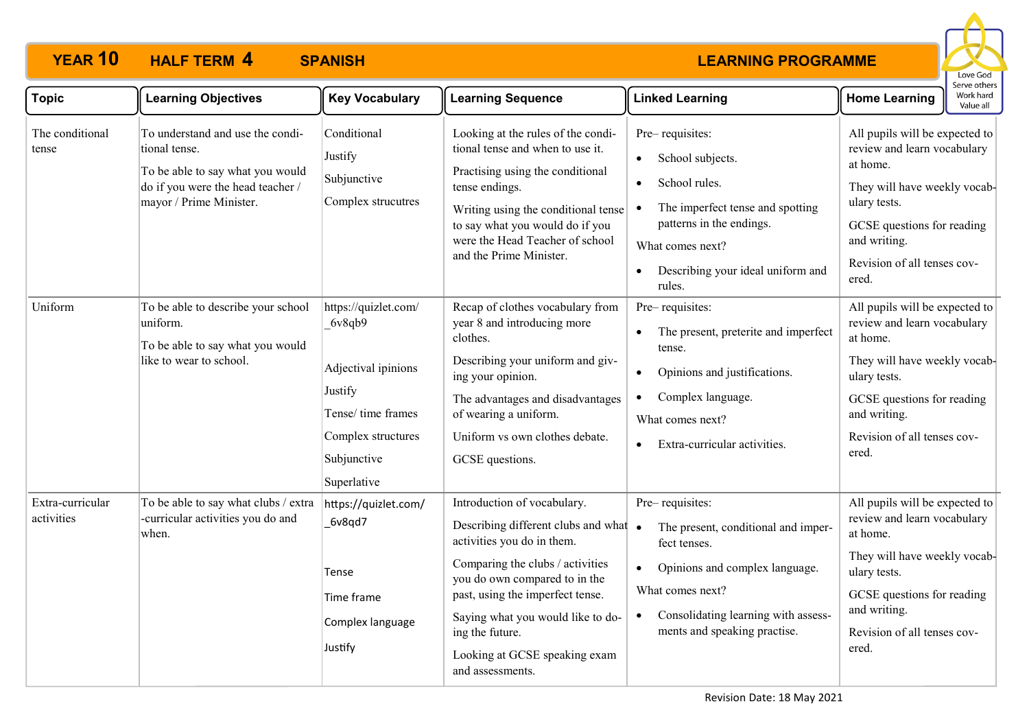# YEAR 10 HALF TERM 4 SPANISH LEARNING PROGRAMME

Love God
Serve others
Work hard
Value all

| Topic | Learning Objectives | Key Vocabulary | Learning Sequence | Linked Learning | Home Learning |
|---|---|---|---|---|---|
| The conditional tense | To understand and use the conditional tense.<br><br>To be able to say what you would do if you were the head teacher / mayor / Prime Minister. | Conditional<br><br>Justify<br><br>Subjunctive<br><br>Complex strucutres | Looking at the rules of the conditional tense and when to use it.<br><br>Practising using the conditional tense endings.<br><br>Writing using the conditional tense to say what you would do if you were the Head Teacher of school and the Prime Minister. | Pre– requisites:<br>• School subjects.<br>• School rules.<br>• The imperfect tense and spotting patterns in the endings.<br><br>What comes next?<br>• Describing your ideal uniform and rules. | All pupils will be expected to review and learn vocabulary at home.<br><br>They will have weekly vocabulary tests.<br><br>GCSE questions for reading and writing.<br><br>Revision of all tenses covered. |
| Uniform | To be able to describe your school uniform.<br><br>To be able to say what you would like to wear to school. | https://quizlet.com/_6v8qb9<br><br>Adjectival ipinions<br><br>Justify<br><br>Tense/ time frames<br><br>Complex structures<br><br>Subjunctive<br><br>Superlative | Recap of clothes vocabulary from year 8 and introducing more clothes.<br><br>Describing your uniform and giving your opinion.<br><br>The advantages and disadvantages of wearing a uniform.<br><br>Uniform vs own clothes debate.<br><br>GCSE questions. | Pre– requisites:<br>• The present, preterite and imperfect tense.<br>• Opinions and justifications.<br>• Complex language.<br><br>What comes next?<br>• Extra-curricular activities. | All pupils will be expected to review and learn vocabulary at home.<br><br>They will have weekly vocabulary tests.<br><br>GCSE questions for reading and writing.<br><br>Revision of all tenses covered. |
| Extra-curricular activities | To be able to say what clubs / extra-curricular activities you do and when. | https://quizlet.com/_6v8qd7<br><br>Tense<br><br>Time frame<br><br>Complex language<br><br>Justify | Introduction of vocabulary.<br><br>Describing different clubs and what activities you do in them.<br><br>Comparing the clubs / activities you do own compared to in the past, using the imperfect tense.<br><br>Saying what you would like to doing the future.<br><br>Looking at GCSE speaking exam and assessments. | Pre– requisites:<br>• The present, conditional and imperfect tenses.<br>• Opinions and complex language.<br><br>What comes next?<br>• Consolidating learning with assessments and speaking practise. | All pupils will be expected to review and learn vocabulary at home.<br><br>They will have weekly vocabulary tests.<br><br>GCSE questions for reading and writing.<br><br>Revision of all tenses covered. |

Revision Date: 18 May 2021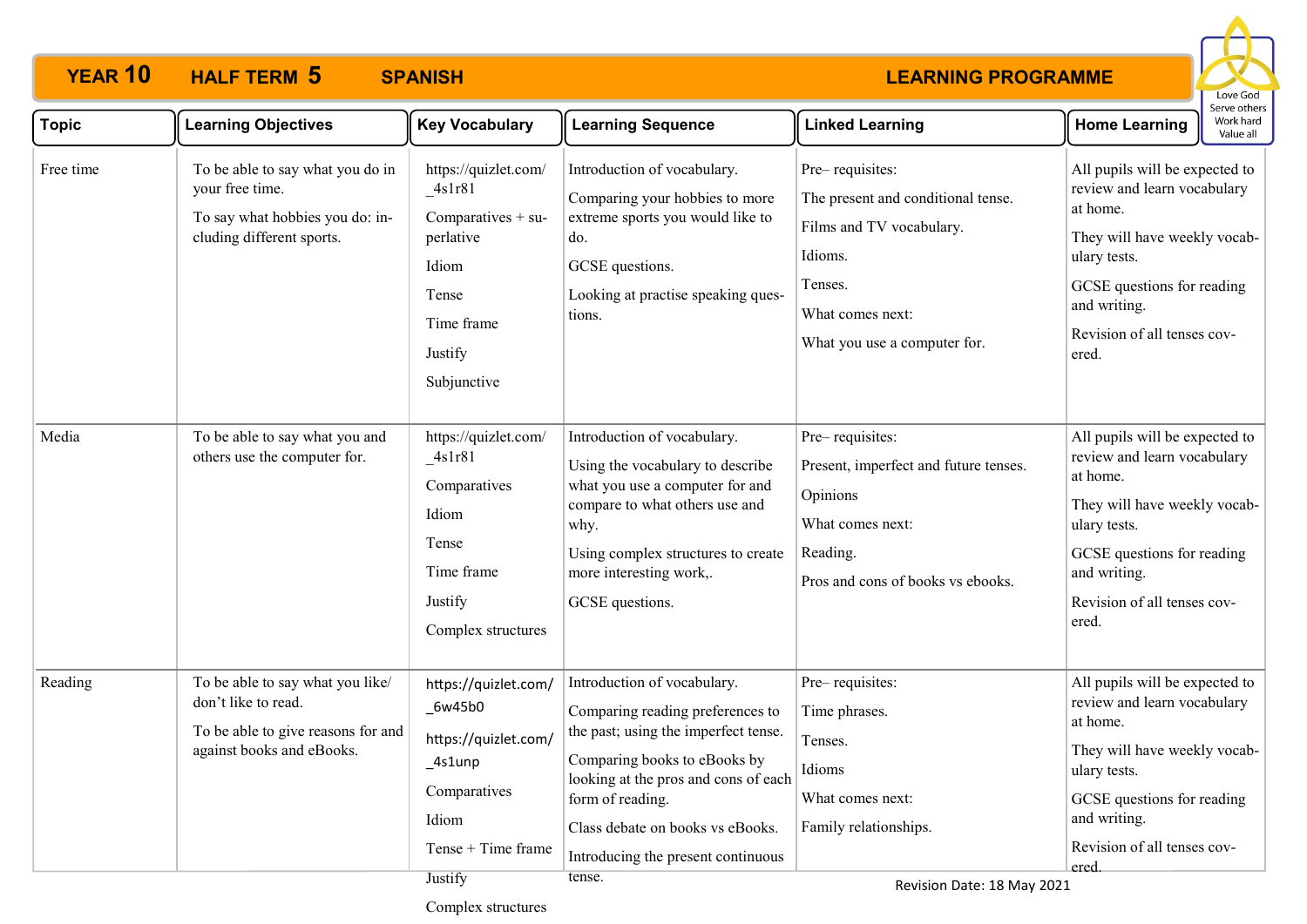# YEAR 10 HALF TERM 5 SPANISH LEARNING PROGRAMME

Love God
Serve others
Work hard
Value all

| Topic | Learning Objectives | Key Vocabulary | Learning Sequence | Linked Learning | Home Learning |
|---|---|---|---|---|---|
| Free time | To be able to say what you do in your free time.<br><br>To say what hobbies you do: including different sports. | https://quizlet.com/_4s1r81<br><br>Comparatives + superlative<br><br>Idiom<br><br>Tense<br><br>Time frame<br><br>Justify<br><br>Subjunctive | Introduction of vocabulary.<br><br>Comparing your hobbies to more extreme sports you would like to do.<br><br>GCSE questions.<br><br>Looking at practise speaking questions. | Pre– requisites:<br><br>The present and conditional tense.<br><br>Films and TV vocabulary.<br><br>Idioms.<br><br>Tenses.<br><br>What comes next:<br><br>What you use a computer for. | All pupils will be expected to review and learn vocabulary at home.<br><br>They will have weekly vocabulary tests.<br><br>GCSE questions for reading and writing.<br><br>Revision of all tenses covered. |
| Media | To be able to say what you and others use the computer for. | https://quizlet.com/_4s1r81<br><br>Comparatives<br><br>Idiom<br><br>Tense<br><br>Time frame<br><br>Justify<br><br>Complex structures | Introduction of vocabulary.<br><br>Using the vocabulary to describe what you use a computer for and compare to what others use and why.<br><br>Using complex structures to create more interesting work,.<br><br>GCSE questions. | Pre– requisites:<br><br>Present, imperfect and future tenses.<br><br>Opinions<br><br>What comes next:<br><br>Reading.<br><br>Pros and cons of books vs ebooks. | All pupils will be expected to review and learn vocabulary at home.<br><br>They will have weekly vocabulary tests.<br><br>GCSE questions for reading and writing.<br><br>Revision of all tenses covered. |
| Reading | To be able to say what you like/ don't like to read.<br><br>To be able to give reasons for and against books and eBooks. | https://quizlet.com/_6w45b0<br><br>https://quizlet.com/_4s1unp<br><br>Comparatives<br><br>Idiom<br><br>Tense + Time frame<br><br>Justify<br><br>Complex structures | Introduction of vocabulary.<br><br>Comparing reading preferences to the past; using the imperfect tense.<br><br>Comparing books to eBooks by looking at the pros and cons of each form of reading.<br><br>Class debate on books vs eBooks.<br><br>Introducing the present continuous tense. | Pre– requisites:<br><br>Time phrases.<br><br>Tenses.<br><br>Idioms<br><br>What comes next:<br><br>Family relationships. | All pupils will be expected to review and learn vocabulary at home.<br><br>They will have weekly vocabulary tests.<br><br>GCSE questions for reading and writing.<br><br>Revision of all tenses covered. |

Revision Date: 18 May 2021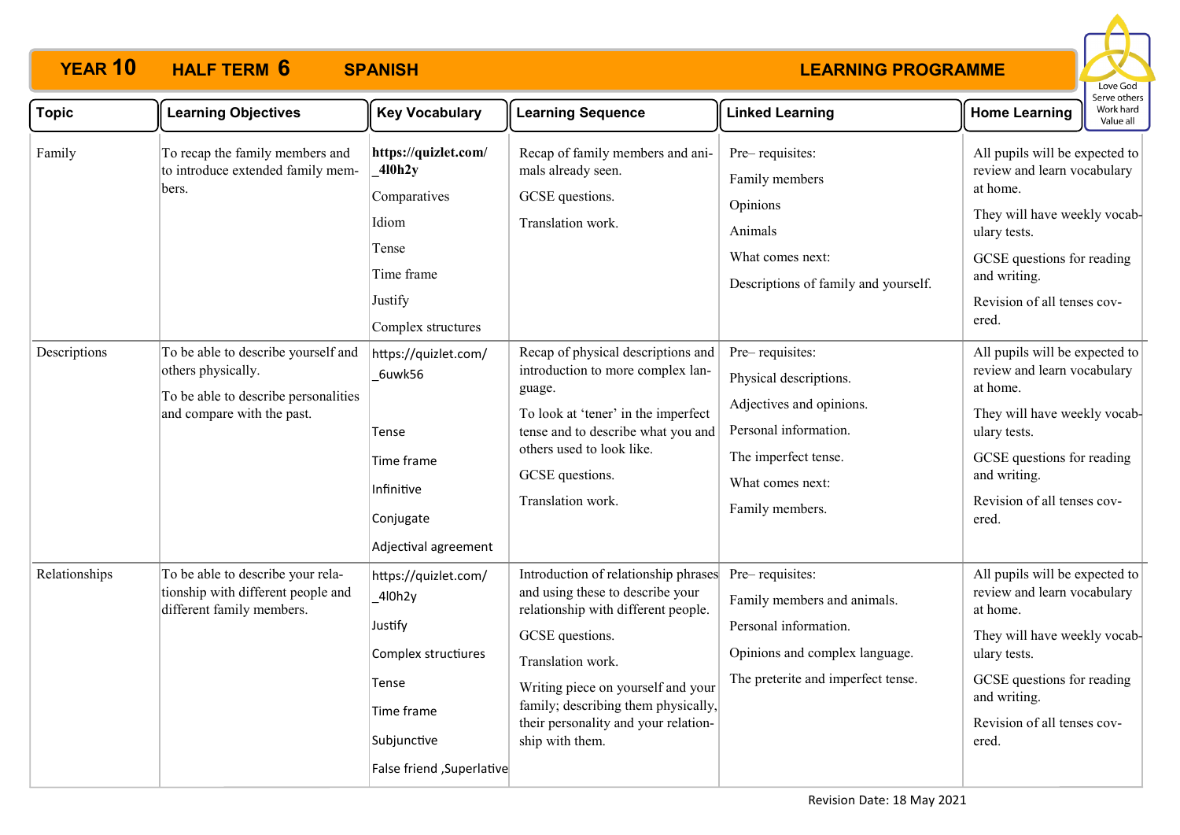# YEAR 10 HALF TERM 6 SPANISH LEARNING PROGRAMME

Love God
Serve others
Work hard
Value all

| Topic | Learning Objectives | Key Vocabulary | Learning Sequence | Linked Learning | Home Learning |
|---|---|---|---|---|---|
| Family | To recap the family members and to introduce extended family members. | **https://quizlet.com/_4l0h2y**<br>Comparatives<br>Idiom<br>Tense<br>Time frame<br>Justify<br>Complex structures | Recap of family members and animals already seen.<br>GCSE questions.<br>Translation work. | Pre– requisites:<br>Family members<br>Opinions<br>Animals<br>What comes next:<br>Descriptions of family and yourself. | All pupils will be expected to review and learn vocabulary at home.<br>They will have weekly vocabulary tests.<br>GCSE questions for reading and writing.<br>Revision of all tenses covered. |
| Descriptions | To be able to describe yourself and others physically.<br>To be able to describe personalities and compare with the past. | https://quizlet.com/_6uwk56<br>Tense<br>Time frame<br>Infinitive<br>Conjugate<br>Adjectival agreement | Recap of physical descriptions and introduction to more complex language.<br>To look at 'tener' in the imperfect tense and to describe what you and others used to look like.<br>GCSE questions.<br>Translation work. | Pre– requisites:<br>Physical descriptions.<br>Adjectives and opinions.<br>Personal information.<br>The imperfect tense.<br>What comes next:<br>Family members. | All pupils will be expected to review and learn vocabulary at home.<br>They will have weekly vocabulary tests.<br>GCSE questions for reading and writing.<br>Revision of all tenses covered. |
| Relationships | To be able to describe your relationship with different people and different family members. | https://quizlet.com/_4l0h2y<br>Justify<br>Complex structiures<br>Tense<br>Time frame<br>Subjunctive<br>False friend ,Superlative | Introduction of relationship phrases and using these to describe your relationship with different people.<br>GCSE questions.<br>Translation work.<br>Writing piece on yourself and your family; describing them physically, their personality and your relationship with them. | Pre– requisites:<br>Family members and animals.<br>Personal information.<br>Opinions and complex language.<br>The preterite and imperfect tense. | All pupils will be expected to review and learn vocabulary at home.<br>They will have weekly vocabulary tests.<br>GCSE questions for reading and writing.<br>Revision of all tenses covered. |

Revision Date: 18 May 2021